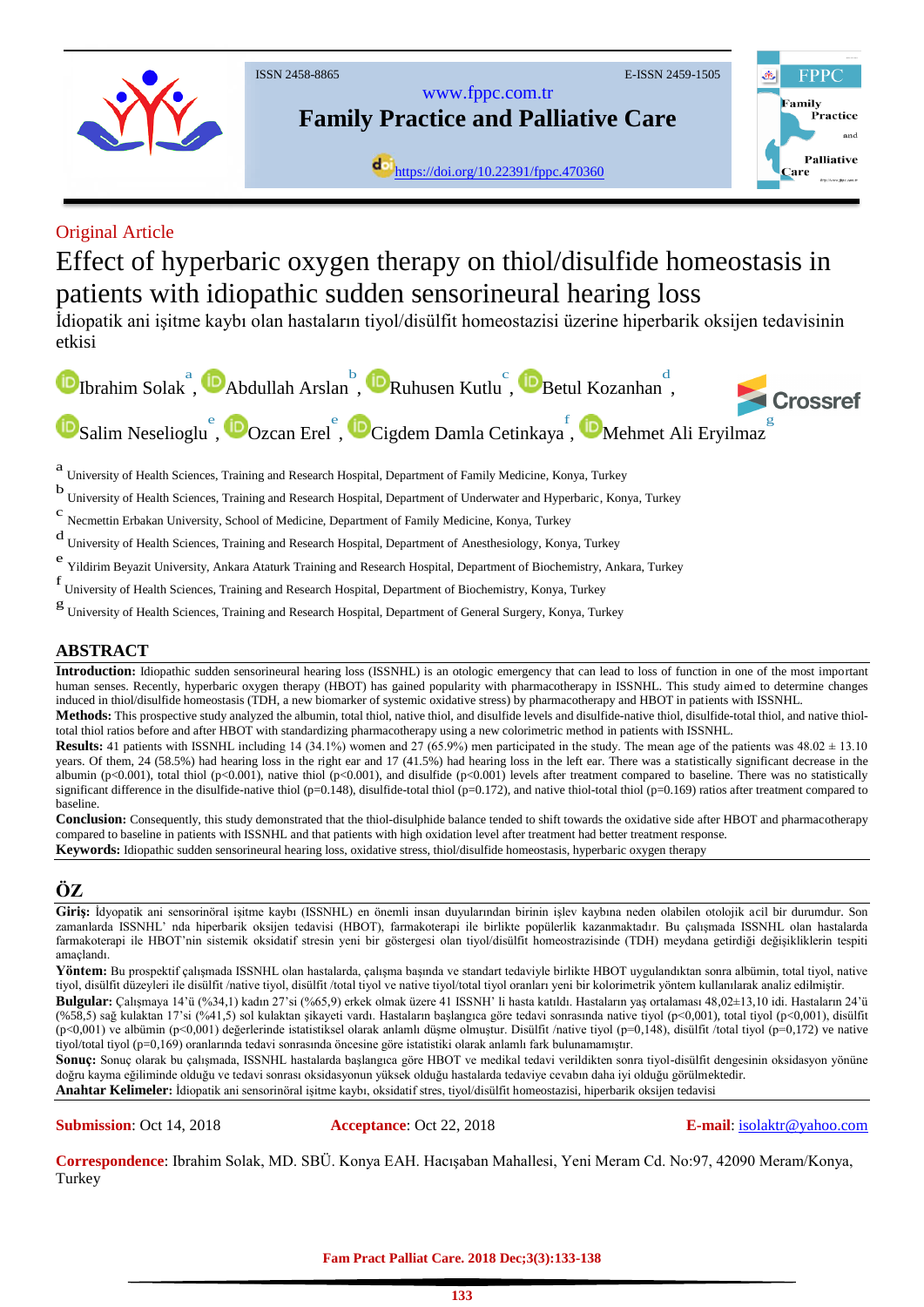Original Article

# Effect of hyperbaric oxygen therapy on thiol/disulfide homeostasis in patients with idiopathic sudden sensorineural hearing loss

İdiopatik ani işitme kaybı olan hastaların tiyol/disülfit homeostazisi üzerine hiperbarik oksijen tedavisinin etkisi

Ibrahim Solak[a], Abdullah Arslan[b], Ruhusen Kutlu[c], Betul Kozanhan[d], Salim Neselioglu[e], Ozcan Erel[e], Cigdem Damla Cetinkaya[f], Mehmet Ali Eryilmaz[g]

[a] University of Health Sciences, Training and Research Hospital, Department of Family Medicine, Konya, Turkey

[b] University of Health Sciences, Training and Research Hospital, Department of Underwater and Hyperbaric, Konya, Turkey

[c] Necmettin Erbakan University, School of Medicine, Department of Family Medicine, Konya, Turkey

[d] University of Health Sciences, Training and Research Hospital, Department of Anesthesiology, Konya, Turkey

[e] Yildirim Beyazit University, Ankara Ataturk Training and Research Hospital, Department of Biochemistry, Ankara, Turkey

[f] University of Health Sciences, Training and Research Hospital, Department of Biochemistry, Konya, Turkey

[g] University of Health Sciences, Training and Research Hospital, Department of General Surgery, Konya, Turkey

## ABSTRACT

**Introduction:** Idiopathic sudden sensorineural hearing loss (ISSNHL) is an otologic emergency that can lead to loss of function in one of the most important human senses. Recently, hyperbaric oxygen therapy (HBOT) has gained popularity with pharmacotherapy in ISSNHL. This study aimed to determine changes induced in thiol/disulfide homeostasis (TDH, a new biomarker of systemic oxidative stress) by pharmacotherapy and HBOT in patients with ISSNHL.

**Methods:** This prospective study analyzed the albumin, total thiol, native thiol, and disulfide levels and disulfide-native thiol, disulfide-total thiol, and native thiol-total thiol ratios before and after HBOT with standardizing pharmacotherapy using a new colorimetric method in patients with ISSNHL.

**Results:** 41 patients with ISSNHL including 14 (34.1%) women and 27 (65.9%) men participated in the study. The mean age of the patients was 48.02 ± 13.10 years. Of them, 24 (58.5%) had hearing loss in the right ear and 17 (41.5%) had hearing loss in the left ear. There was a statistically significant decrease in the albumin ($p<0.001$), total thiol ($p<0.001$), native thiol ($p<0.001$), and disulfide ($p<0.001$) levels after treatment compared to baseline. There was no statistically significant difference in the disulfide-native thiol ($p=0.148$), disulfide-total thiol ($p=0.172$), and native thiol-total thiol ($p=0.169$) ratios after treatment compared to baseline.

**Conclusion:** Consequently, this study demonstrated that the thiol-disulphide balance tended to shift towards the oxidative side after HBOT and pharmacotherapy compared to baseline in patients with ISSNHL and that patients with high oxidation level after treatment had better treatment response.

**Keywords:** Idiopathic sudden sensorineural hearing loss, oxidative stress, thiol/disulfide homeostasis, hyperbaric oxygen therapy

## ÖZ

**Giriş:** İdyopatik ani sensorinöral işitme kaybı (ISSNHL) en önemli insan duyularından birinin işlev kaybına neden olabilen otolojik acil bir durumdur. Son zamanlarda ISSNHL' nda hiperbarik oksijen tedavisi (HBOT), farmakoterapi ile birlikte popülerlik kazanmaktadır. Bu çalışmada ISSNHL olan hastalarda farmakoterapi ile HBOT'nin sistemik oksidatif stresin yeni bir göstergesi olan tiyol/disülfit homeostrazisinde (TDH) meydana getirdiği değişikliklerin tespiti amaçlandı.

**Yöntem:** Bu prospektif çalışmada ISSNHL olan hastalarda, çalışma başında ve standart tedaviyle birlikte HBOT uygulandıktan sonra albümin, total tiyol, native tiyol, disülfit düzeyleri ile disülfit /native tiyol, disülfit /total tiyol ve native tiyol/total tiyol oranları yeni bir kolorimetrik yöntem kullanılarak analiz edilmiştir.

**Bulgular:** Çalışmaya 14'ü (%34,1) kadın 27'si (%65,9) erkek olmak üzere 41 ISSNH' li hasta katıldı. Hastaların yaş ortalaması 48,02±13,10 idi. Hastaların 24'ü (%58,5) sağ kulaktan 17'si (%41,5) sol kulaktan şikayeti vardı. Hastaların başlangıca göre tedavi sonrasında native tiyol ($p<0,001$), total tiyol ($p<0,001$), disülfit ($p<0,001$) ve albümin ($p<0,001$) değerlerinde istatistiksel olarak anlamlı düşme olmuştur. Disülfit /native tiyol ($p=0,148$), disülfit /total tiyol ($p=0,172$) ve native tiyol/total tiyol ($p=0,169$) oranlarında tedavi sonrasında öncesine göre istatistiki olarak anlamlı fark bulunamamıştır.

**Sonuç:** Sonuç olarak bu çalışmada, ISSNHL hastalarda başlangıca göre HBOT ve medikal tedavi verildikten sonra tiyol-disülfit dengesinin oksidasyon yönüne doğru kayma eğiliminde olduğu ve tedavi sonrası oksidasyonun yüksek olduğu hastalarda tedaviye cevabın daha iyi olduğu görülmektedir.

**Anahtar Kelimeler:** İdiopatik ani sensorinöral işitme kaybı, oksidatif stres, tiyol/disülfit homeostazisi, hiperbarik oksijen tedavisi

**Submission**: Oct 14, 2018 **Acceptance**: Oct 22, 2018 **E-mail**: isolaktr@yahoo.com

**Correspondence**: Ibrahim Solak, MD. SBÜ. Konya EAH. Hacışaban Mahallesi, Yeni Meram Cd. No:97, 42090 Meram/Konya, Turkey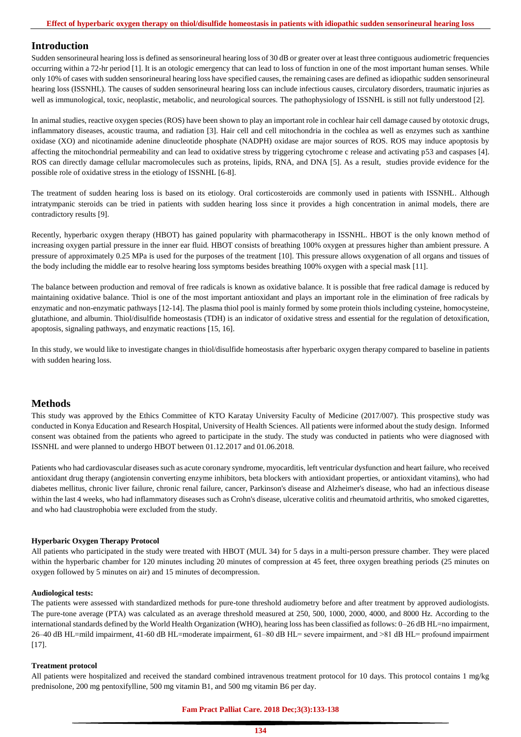## Introduction

Sudden sensorineural hearing loss is defined as sensorineural hearing loss of 30 dB or greater over at least three contiguous audiometric frequencies occurring within a 72-hr period [1]. It is an otologic emergency that can lead to loss of function in one of the most important human senses. While only 10% of cases with sudden sensorineural hearing loss have specified causes, the remaining cases are defined as idiopathic sudden sensorineural hearing loss (ISSNHL). The causes of sudden sensorineural hearing loss can include infectious causes, circulatory disorders, traumatic injuries as well as immunological, toxic, neoplastic, metabolic, and neurological sources. The pathophysiology of ISSNHL is still not fully understood [2].

In animal studies, reactive oxygen species (ROS) have been shown to play an important role in cochlear hair cell damage caused by ototoxic drugs, inflammatory diseases, acoustic trauma, and radiation [3]. Hair cell and cell mitochondria in the cochlea as well as enzymes such as xanthine oxidase (XO) and nicotinamide adenine dinucleotide phosphate (NADPH) oxidase are major sources of ROS. ROS may induce apoptosis by affecting the mitochondrial permeability and can lead to oxidative stress by triggering cytochrome c release and activating p53 and caspases [4]. ROS can directly damage cellular macromolecules such as proteins, lipids, RNA, and DNA [5]. As a result, studies provide evidence for the possible role of oxidative stress in the etiology of ISSNHL [6-8].

The treatment of sudden hearing loss is based on its etiology. Oral corticosteroids are commonly used in patients with ISSNHL. Although intratympanic steroids can be tried in patients with sudden hearing loss since it provides a high concentration in animal models, there are contradictory results [9].

Recently, hyperbaric oxygen therapy (HBOT) has gained popularity with pharmacotherapy in ISSNHL. HBOT is the only known method of increasing oxygen partial pressure in the inner ear fluid. HBOT consists of breathing 100% oxygen at pressures higher than ambient pressure. A pressure of approximately 0.25 MPa is used for the purposes of the treatment [10]. This pressure allows oxygenation of all organs and tissues of the body including the middle ear to resolve hearing loss symptoms besides breathing 100% oxygen with a special mask [11].

The balance between production and removal of free radicals is known as oxidative balance. It is possible that free radical damage is reduced by maintaining oxidative balance. Thiol is one of the most important antioxidant and plays an important role in the elimination of free radicals by enzymatic and non-enzymatic pathways [12-14]. The plasma thiol pool is mainly formed by some protein thiols including cysteine, homocysteine, glutathione, and albumin. Thiol/disulfide homeostasis (TDH) is an indicator of oxidative stress and essential for the regulation of detoxification, apoptosis, signaling pathways, and enzymatic reactions [15, 16].

In this study, we would like to investigate changes in thiol/disulfide homeostasis after hyperbaric oxygen therapy compared to baseline in patients with sudden hearing loss.

## Methods

This study was approved by the Ethics Committee of KTO Karatay University Faculty of Medicine (2017/007). This prospective study was conducted in Konya Education and Research Hospital, University of Health Sciences. All patients were informed about the study design. Informed consent was obtained from the patients who agreed to participate in the study. The study was conducted in patients who were diagnosed with ISSNHL and were planned to undergo HBOT between 01.12.2017 and 01.06.2018.

Patients who had cardiovascular diseases such as acute coronary syndrome, myocarditis, left ventricular dysfunction and heart failure, who received antioxidant drug therapy (angiotensin converting enzyme inhibitors, beta blockers with antioxidant properties, or antioxidant vitamins), who had diabetes mellitus, chronic liver failure, chronic renal failure, cancer, Parkinson's disease and Alzheimer's disease, who had an infectious disease within the last 4 weeks, who had inflammatory diseases such as Crohn's disease, ulcerative colitis and rheumatoid arthritis, who smoked cigarettes, and who had claustrophobia were excluded from the study.

### Hyperbaric Oxygen Therapy Protocol

All patients who participated in the study were treated with HBOT (MUL 34) for 5 days in a multi-person pressure chamber. They were placed within the hyperbaric chamber for 120 minutes including 20 minutes of compression at 45 feet, three oxygen breathing periods (25 minutes on oxygen followed by 5 minutes on air) and 15 minutes of decompression.

### Audiological tests:

The patients were assessed with standardized methods for pure-tone threshold audiometry before and after treatment by approved audiologists. The pure-tone average (PTA) was calculated as an average threshold measured at 250, 500, 1000, 2000, 4000, and 8000 Hz. According to the international standards defined by the World Health Organization (WHO), hearing loss has been classified as follows: 0–26 dB HL=no impairment, 26–40 dB HL=mild impairment, 41-60 dB HL=moderate impairment, 61–80 dB HL= severe impairment, and >81 dB HL= profound impairment [17].

### Treatment protocol

All patients were hospitalized and received the standard combined intravenous treatment protocol for 10 days. This protocol contains 1 mg/kg prednisolone, 200 mg pentoxifylline, 500 mg vitamin B1, and 500 mg vitamin B6 per day.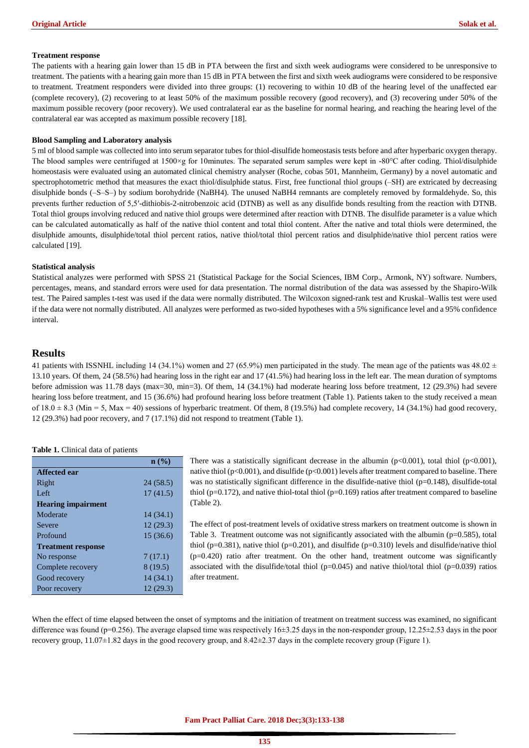### Treatment response

The patients with a hearing gain lower than 15 dB in PTA between the first and sixth week audiograms were considered to be unresponsive to treatment. The patients with a hearing gain more than 15 dB in PTA between the first and sixth week audiograms were considered to be responsive to treatment. Treatment responders were divided into three groups: (1) recovering to within 10 dB of the hearing level of the unaffected ear (complete recovery), (2) recovering to at least 50% of the maximum possible recovery (good recovery), and (3) recovering under 50% of the maximum possible recovery (poor recovery). We used contralateral ear as the baseline for normal hearing, and reaching the hearing level of the contralateral ear was accepted as maximum possible recovery [18].

### Blood Sampling and Laboratory analysis

5 ml of blood sample was collected into into serum separator tubes for thiol-disulfide homeostasis tests before and after hyperbaric oxygen therapy. The blood samples were centrifuged at 1500×g for 10minutes. The separated serum samples were kept in -80°C after coding. Thiol/disulphide homeostasis were evaluated using an automated clinical chemistry analyser (Roche, cobas 501, Mannheim, Germany) by a novel automatic and spectrophotometric method that measures the exact thiol/disulphide status. First, free functional thiol groups (–SH) are extricated by decreasing disulphide bonds (–S–S–) by sodium borohydride ($NaBH_4$). The unused $NaBH_4$ remnants are completely removed by formaldehyde. So, this prevents further reduction of 5,5′-dithiobis-2-nitrobenzoic acid (DTNB) as well as any disulfide bonds resulting from the reaction with DTNB. Total thiol groups involving reduced and native thiol groups were determined after reaction with DTNB. The disulfide parameter is a value which can be calculated automatically as half of the native thiol content and total thiol content. After the native and total thiols were determined, the disulphide amounts, disulphide/total thiol percent ratios, native thiol/total thiol percent ratios and disulphide/native thiol percent ratios were calculated [19].

### Statistical analysis

Statistical analyzes were performed with SPSS 21 (Statistical Package for the Social Sciences, IBM Corp., Armonk, NY) software. Numbers, percentages, means, and standard errors were used for data presentation. The normal distribution of the data was assessed by the Shapiro-Wilk test. The Paired samples t-test was used if the data were normally distributed. The Wilcoxon signed-rank test and Kruskal–Wallis test were used if the data were not normally distributed. All analyzes were performed as two-sided hypotheses with a 5% significance level and a 95% confidence interval.

## Results

41 patients with ISSNHL including 14 (34.1%) women and 27 (65.9%) men participated in the study. The mean age of the patients was 48.02 ± 13.10 years. Of them, 24 (58.5%) had hearing loss in the right ear and 17 (41.5%) had hearing loss in the left ear. The mean duration of symptoms before admission was 11.78 days (max=30, min=3). Of them, 14 (34.1%) had moderate hearing loss before treatment, 12 (29.3%) had severe hearing loss before treatment, and 15 (36.6%) had profound hearing loss before treatment (Table 1). Patients taken to the study received a mean of 18.0 ± 8.3 (Min = 5, Max = 40) sessions of hyperbaric treatment. Of them, 8 (19.5%) had complete recovery, 14 (34.1%) had good recovery, 12 (29.3%) had poor recovery, and 7 (17.1%) did not respond to treatment (Table 1).

**Table 1.** Clinical data of patients

| | n (%) |
|---|---|
| **Affected ear** | |
| Right | 24 (58.5) |
| Left | 17 (41.5) |
| **Hearing impairment** | |
| Moderate | 14 (34.1) |
| Severe | 12 (29.3) |
| Profound | 15 (36.6) |
| **Treatment response** | |
| No response | 7 (17.1) |
| Complete recovery | 8 (19.5) |
| Good recovery | 14 (34.1) |
| Poor recovery | 12 (29.3) |

There was a statistically significant decrease in the albumin ($p<0.001$), total thiol ($p<0.001$), native thiol ($p<0.001$), and disulfide ($p<0.001$) levels after treatment compared to baseline. There was no statistically significant difference in the disulfide-native thiol ($p=0.148$), disulfide-total thiol ($p=0.172$), and native thiol-total thiol ($p=0.169$) ratios after treatment compared to baseline (Table 2).

The effect of post-treatment levels of oxidative stress markers on treatment outcome is shown in Table 3. Treatment outcome was not significantly associated with the albumin ($p=0.585$), total thiol ($p=0.381$), native thiol ($p=0.201$), and disulfide ($p=0.310$) levels and disulfide/native thiol ($p=0.420$) ratio after treatment. On the other hand, treatment outcome was significantly associated with the disulfide/total thiol ($p=0.045$) and native thiol/total thiol ($p=0.039$) ratios after treatment.

When the effect of time elapsed between the onset of symptoms and the initiation of treatment on treatment success was examined, no significant difference was found ($p=0.256$). The average elapsed time was respectively 16±3.25 days in the non-responder group, 12.25±2.53 days in the poor recovery group, 11.07±1.82 days in the good recovery group, and 8.42±2.37 days in the complete recovery group (Figure 1).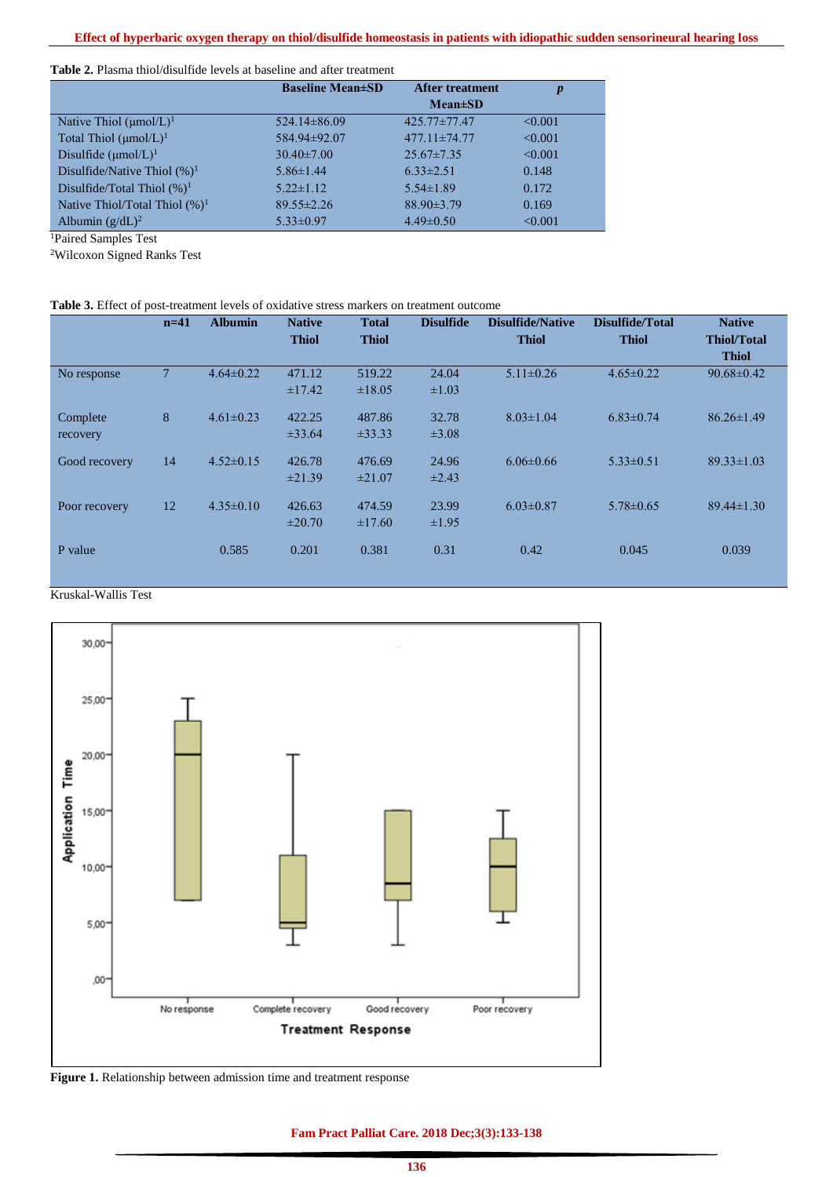**Table 2.** Plasma thiol/disulfide levels at baseline and after treatment

| | Baseline Mean±SD | After treatment Mean±SD | *p* |
|---|---|---|---|
| Native Thiol (μmol/L)[1] | 524.14±86.09 | 425.77±77.47 | <0.001 |
| Total Thiol (μmol/L)[1] | 584.94±92.07 | 477.11±74.77 | <0.001 |
| Disulfide (μmol/L)[1] | 30.40±7.00 | 25.67±7.35 | <0.001 |
| Disulfide/Native Thiol (%)[1] | 5.86±1.44 | 6.33±2.51 | 0.148 |
| Disulfide/Total Thiol (%)[1] | 5.22±1.12 | 5.54±1.89 | 0.172 |
| Native Thiol/Total Thiol (%)[1] | 89.55±2.26 | 88.90±3.79 | 0.169 |
| Albumin (g/dL)[2] | 5.33±0.97 | 4.49±0.50 | <0.001 |

[1]Paired Samples Test

[2]Wilcoxon Signed Ranks Test

**Table 3.** Effect of post-treatment levels of oxidative stress markers on treatment outcome

| | n=41 | Albumin | Native Thiol | Total Thiol | Disulfide | Disulfide/Native Thiol | Disulfide/Total Thiol | Native Thiol/Total Thiol |
|---|---|---|---|---|---|---|---|---|
| No response | 7 | 4.64±0.22 | 471.12 ±17.42 | 519.22 ±18.05 | 24.04 ±1.03 | 5.11±0.26 | 4.65±0.22 | 90.68±0.42 |
| Complete recovery | 8 | 4.61±0.23 | 422.25 ±33.64 | 487.86 ±33.33 | 32.78 ±3.08 | 8.03±1.04 | 6.83±0.74 | 86.26±1.49 |
| Good recovery | 14 | 4.52±0.15 | 426.78 ±21.39 | 476.69 ±21.07 | 24.96 ±2.43 | 6.06±0.66 | 5.33±0.51 | 89.33±1.03 |
| Poor recovery | 12 | 4.35±0.10 | 426.63 ±20.70 | 474.59 ±17.60 | 23.99 ±1.95 | 6.03±0.87 | 5.78±0.65 | 89.44±1.30 |
| P value | | 0.585 | 0.201 | 0.381 | 0.31 | 0.42 | 0.045 | 0.039 |

Kruskal-Wallis Test

**Figure 1.** Relationship between admission time and treatment response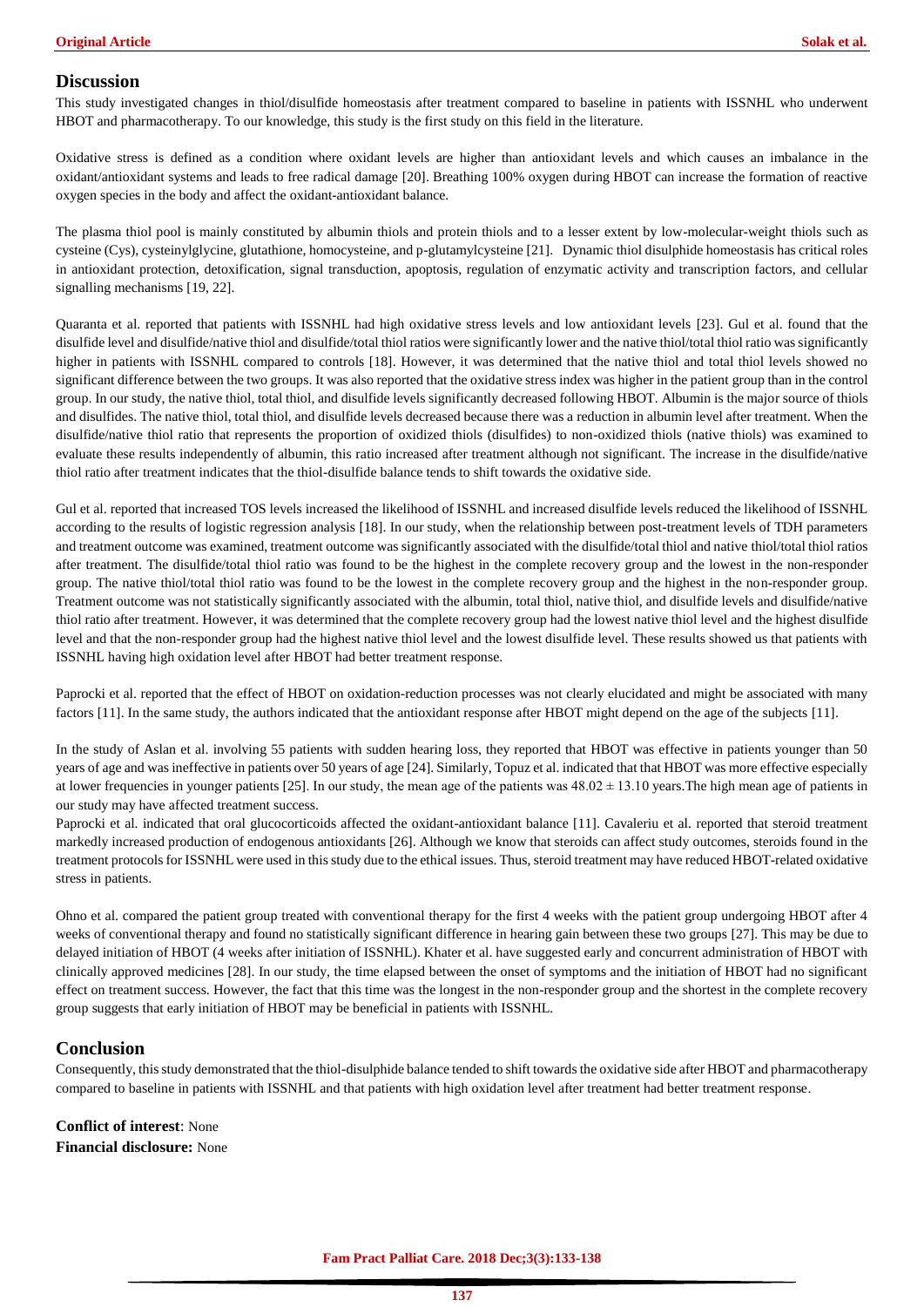## Discussion

This study investigated changes in thiol/disulfide homeostasis after treatment compared to baseline in patients with ISSNHL who underwent HBOT and pharmacotherapy. To our knowledge, this study is the first study on this field in the literature.

Oxidative stress is defined as a condition where oxidant levels are higher than antioxidant levels and which causes an imbalance in the oxidant/antioxidant systems and leads to free radical damage [20]. Breathing 100% oxygen during HBOT can increase the formation of reactive oxygen species in the body and affect the oxidant-antioxidant balance.

The plasma thiol pool is mainly constituted by albumin thiols and protein thiols and to a lesser extent by low-molecular-weight thiols such as cysteine (Cys), cysteinylglycine, glutathione, homocysteine, and p-glutamylcysteine [21]. Dynamic thiol disulphide homeostasis has critical roles in antioxidant protection, detoxification, signal transduction, apoptosis, regulation of enzymatic activity and transcription factors, and cellular signalling mechanisms [19, 22].

Quaranta et al. reported that patients with ISSNHL had high oxidative stress levels and low antioxidant levels [23]. Gul et al. found that the disulfide level and disulfide/native thiol and disulfide/total thiol ratios were significantly lower and the native thiol/total thiol ratio was significantly higher in patients with ISSNHL compared to controls [18]. However, it was determined that the native thiol and total thiol levels showed no significant difference between the two groups. It was also reported that the oxidative stress index was higher in the patient group than in the control group. In our study, the native thiol, total thiol, and disulfide levels significantly decreased following HBOT. Albumin is the major source of thiols and disulfides. The native thiol, total thiol, and disulfide levels decreased because there was a reduction in albumin level after treatment. When the disulfide/native thiol ratio that represents the proportion of oxidized thiols (disulfides) to non-oxidized thiols (native thiols) was examined to evaluate these results independently of albumin, this ratio increased after treatment although not significant. The increase in the disulfide/native thiol ratio after treatment indicates that the thiol-disulfide balance tends to shift towards the oxidative side.

Gul et al. reported that increased TOS levels increased the likelihood of ISSNHL and increased disulfide levels reduced the likelihood of ISSNHL according to the results of logistic regression analysis [18]. In our study, when the relationship between post-treatment levels of TDH parameters and treatment outcome was examined, treatment outcome was significantly associated with the disulfide/total thiol and native thiol/total thiol ratios after treatment. The disulfide/total thiol ratio was found to be the highest in the complete recovery group and the lowest in the non-responder group. The native thiol/total thiol ratio was found to be the lowest in the complete recovery group and the highest in the non-responder group. Treatment outcome was not statistically significantly associated with the albumin, total thiol, native thiol, and disulfide levels and disulfide/native thiol ratio after treatment. However, it was determined that the complete recovery group had the lowest native thiol level and the highest disulfide level and that the non-responder group had the highest native thiol level and the lowest disulfide level. These results showed us that patients with ISSNHL having high oxidation level after HBOT had better treatment response.

Paprocki et al. reported that the effect of HBOT on oxidation-reduction processes was not clearly elucidated and might be associated with many factors [11]. In the same study, the authors indicated that the antioxidant response after HBOT might depend on the age of the subjects [11].

In the study of Aslan et al. involving 55 patients with sudden hearing loss, they reported that HBOT was effective in patients younger than 50 years of age and was ineffective in patients over 50 years of age [24]. Similarly, Topuz et al. indicated that that HBOT was more effective especially at lower frequencies in younger patients [25]. In our study, the mean age of the patients was $48.02 \pm 13.10$ years.The high mean age of patients in our study may have affected treatment success.

Paprocki et al. indicated that oral glucocorticoids affected the oxidant-antioxidant balance [11]. Cavaleriu et al. reported that steroid treatment markedly increased production of endogenous antioxidants [26]. Although we know that steroids can affect study outcomes, steroids found in the treatment protocols for ISSNHL were used in this study due to the ethical issues. Thus, steroid treatment may have reduced HBOT-related oxidative stress in patients.

Ohno et al. compared the patient group treated with conventional therapy for the first 4 weeks with the patient group undergoing HBOT after 4 weeks of conventional therapy and found no statistically significant difference in hearing gain between these two groups [27]. This may be due to delayed initiation of HBOT (4 weeks after initiation of ISSNHL). Khater et al. have suggested early and concurrent administration of HBOT with clinically approved medicines [28]. In our study, the time elapsed between the onset of symptoms and the initiation of HBOT had no significant effect on treatment success. However, the fact that this time was the longest in the non-responder group and the shortest in the complete recovery group suggests that early initiation of HBOT may be beneficial in patients with ISSNHL.

## Conclusion

Consequently, this study demonstrated that the thiol-disulphide balance tended to shift towards the oxidative side after HBOT and pharmacotherapy compared to baseline in patients with ISSNHL and that patients with high oxidation level after treatment had better treatment response.

**Conflict of interest**: None
**Financial disclosure:** None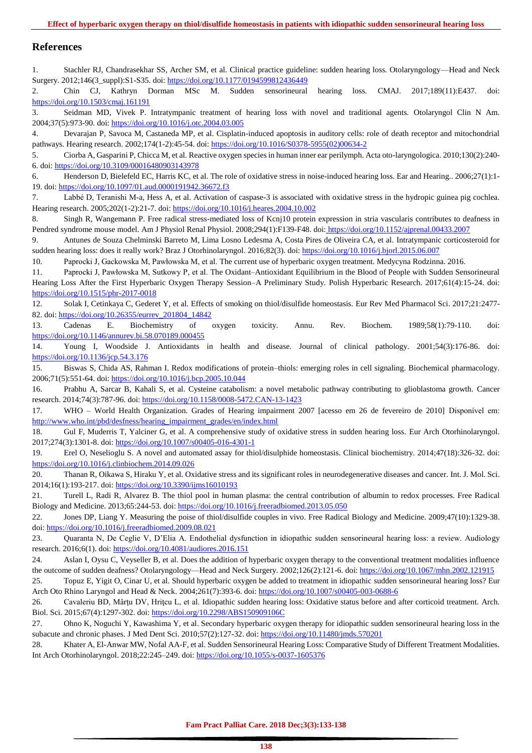## References

1. Stachler RJ, Chandrasekhar SS, Archer SM, et al. Clinical practice guideline: sudden hearing loss. Otolaryngology—Head and Neck Surgery. 2012;146(3_suppl):S1-S35. doi: https://doi.org/10.1177/0194599812436449
2. Chin CJ, Kathryn Dorman MSc M. Sudden sensorineural hearing loss. CMAJ. 2017;189(11):E437. doi: https://doi.org/10.1503/cmaj.161191
3. Seidman MD, Vivek P. Intratympanic treatment of hearing loss with novel and traditional agents. Otolaryngol Clin N Am. 2004;37(5):973-90. doi: https://doi.org/10.1016/j.otc.2004.03.005
4. Devarajan P, Savoca M, Castaneda MP, et al. Cisplatin-induced apoptosis in auditory cells: role of death receptor and mitochondrial pathways. Hearing research. 2002;174(1-2):45-54. doi: https://doi.org/10.1016/S0378-5955(02)00634-2
5. Ciorba A, Gasparini P, Chicca M, et al. Reactive oxygen species in human inner ear perilymph. Acta oto-laryngologica. 2010;130(2):240-6. doi: https://doi.org/10.3109/00016480903143978
6. Henderson D, Bielefeld EC, Harris KC, et al. The role of oxidative stress in noise-induced hearing loss. Ear and Hearing.. 2006;27(1):1-19. doi: https://doi.org/10.1097/01.aud.0000191942.36672.f3
7. Labbé D, Teranishi M-a, Hess A, et al. Activation of caspase-3 is associated with oxidative stress in the hydropic guinea pig cochlea. Hearing research. 2005;202(1-2):21-7. doi: https://doi.org/10.1016/j.heares.2004.10.002
8. Singh R, Wangemann P. Free radical stress-mediated loss of Kcnj10 protein expression in stria vascularis contributes to deafness in Pendred syndrome mouse model. Am J Physiol Renal Physiol. 2008;294(1):F139-F48. doi: https://doi.org/10.1152/ajprenal.00433.2007
9. Antunes de Souza Chelminski Barreto M, Lima Losno Ledesma A, Costa Pires de Oliveira CA, et al. Intratympanic corticosteroid for sudden hearing loss: does it really work? Braz J Otorhinolaryngol. 2016;82(3). doi: https://doi.org/10.1016/j.bjorl.2015.06.007
10. Paprocki J, Gackowska M, Pawłowska M, et al. The current use of hyperbaric oxygen treatment. Medycyna Rodzinna. 2016.
11. Paprocki J, Pawłowska M, Sutkowy P, et al. The Oxidant–Antioxidant Equilibrium in the Blood of People with Sudden Sensorineural Hearing Loss After the First Hyperbaric Oxygen Therapy Session–A Preliminary Study. Polish Hyperbaric Research. 2017;61(4):15-24. doi: https://doi.org/10.1515/phr-2017-0018
12. Solak I, Cetinkaya C, Gederet Y, et al. Effects of smoking on thiol/disulfide homeostasis. Eur Rev Med Pharmacol Sci. 2017;21:2477-82. doi: https://doi.org/10.26355/eurrev_201804_14842
13. Cadenas E. Biochemistry of oxygen toxicity. Annu. Rev. Biochem. 1989;58(1):79-110. doi: https://doi.org/10.1146/annurev.bi.58.070189.000455
14. Young I, Woodside J. Antioxidants in health and disease. Journal of clinical pathology. 2001;54(3):176-86. doi: https://doi.org/10.1136/jcp.54.3.176
15. Biswas S, Chida AS, Rahman I. Redox modifications of protein–thiols: emerging roles in cell signaling. Biochemical pharmacology. 2006;71(5):551-64. doi: https://doi.org/10.1016/j.bcp.2005.10.044
16. Prabhu A, Sarcar B, Kahali S, et al. Cysteine catabolism: a novel metabolic pathway contributing to glioblastoma growth. Cancer research. 2014;74(3):787-96. doi: https://doi.org/10.1158/0008-5472.CAN-13-1423
17. WHO – World Health Organization. Grades of Hearing impairment 2007 [acesso em 26 de fevereiro de 2010] Disponível em: http://www.who.int/pbd/desfness/hearing_impairment_grades/en/index.html
18. Gul F, Muderris T, Yalciner G, et al. A comprehensive study of oxidative stress in sudden hearing loss. Eur Arch Otorhinolaryngol. 2017;274(3):1301-8. doi: https://doi.org/10.1007/s00405-016-4301-1
19. Erel O, Neselioglu S. A novel and automated assay for thiol/disulphide homeostasis. Clinical biochemistry. 2014;47(18):326-32. doi: https://doi.org/10.1016/j.clinbiochem.2014.09.026
20. Thanan R, Oikawa S, Hiraku Y, et al. Oxidative stress and its significant roles in neurodegenerative diseases and cancer. Int. J. Mol. Sci. 2014;16(1):193-217. doi: https://doi.org/10.3390/ijms16010193
21. Turell L, Radi R, Alvarez B. The thiol pool in human plasma: the central contribution of albumin to redox processes. Free Radical Biology and Medicine. 2013;65:244-53. doi: https://doi.org/10.1016/j.freeradbiomed.2013.05.050
22. Jones DP, Liang Y. Measuring the poise of thiol/disulfide couples in vivo. Free Radical Biology and Medicine. 2009;47(10):1329-38. doi: https://doi.org/10.1016/j.freeradbiomed.2009.08.021
23. Quaranta N, De Ceglie V, D'Elia A. Endothelial dysfunction in idiopathic sudden sensorineural hearing loss: a review. Audiology research. 2016;6(1). doi: https://doi.org/10.4081/audiores.2016.151
24. Aslan I, Oysu C, Veyseller B, et al. Does the addition of hyperbaric oxygen therapy to the conventional treatment modalities influence the outcome of sudden deafness? Otolaryngology—Head and Neck Surgery. 2002;126(2):121-6. doi: https://doi.org/10.1067/mhn.2002.121915
25. Topuz E, Yigit O, Cinar U, et al. Should hyperbaric oxygen be added to treatment in idiopathic sudden sensorineural hearing loss? Eur Arch Oto Rhino Laryngol and Head & Neck. 2004;261(7):393-6. doi: https://doi.org/10.1007/s00405-003-0688-6
26. Cavaleriu BD, Mârțu DV, Hrițcu L, et al. Idiopathic sudden hearing loss: Oxidative status before and after corticoid treatment. Arch. Biol. Sci. 2015;67(4):1297-302. doi: https://doi.org/10.2298/ABS150909106C
27. Ohno K, Noguchi Y, Kawashima Y, et al. Secondary hyperbaric oxygen therapy for idiopathic sudden sensorineural hearing loss in the subacute and chronic phases. J Med Dent Sci. 2010;57(2):127-32. doi: https://doi.org/10.11480/jmds.570201
28. Khater A, El-Anwar MW, Nofal AA-F, et al. Sudden Sensorineural Hearing Loss: Comparative Study of Different Treatment Modalities. Int Arch Otorhinolaryngol. 2018;22:245–249. doi: https://doi.org/10.1055/s-0037-1605376